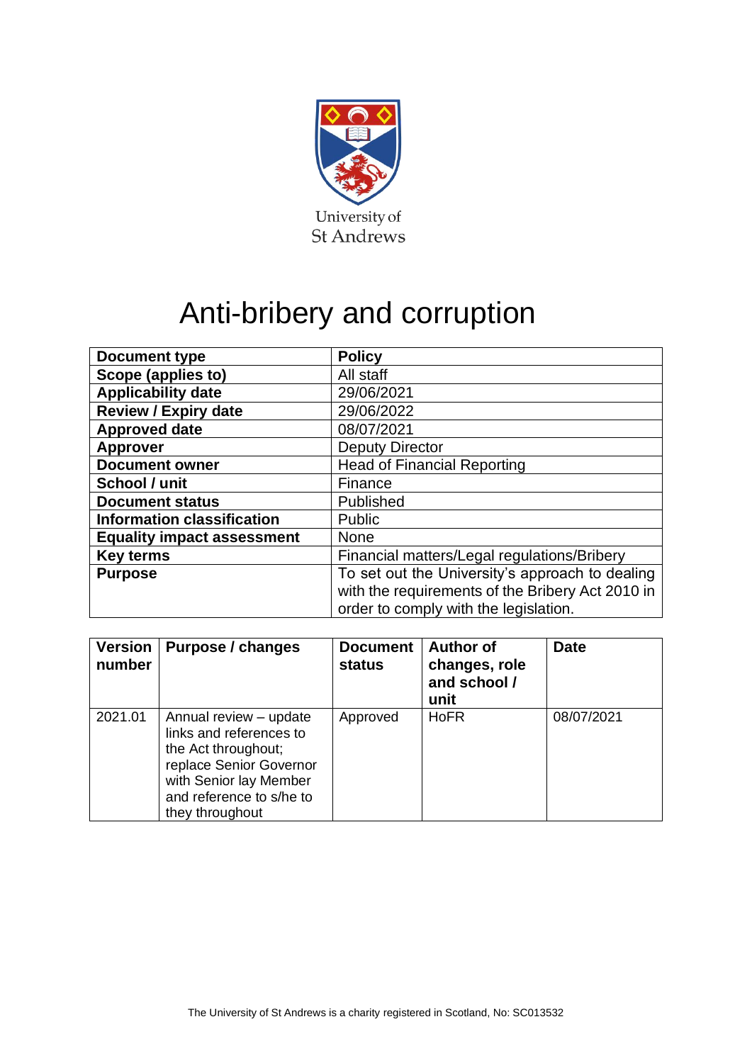University of
St Andrews

# Anti-bribery and corruption

| Document type | Policy |
|---|---|
| Scope (applies to) | All staff |
| Applicability date | 29/06/2021 |
| Review / Expiry date | 29/06/2022 |
| Approved date | 08/07/2021 |
| Approver | Deputy Director |
| Document owner | Head of Financial Reporting |
| School / unit | Finance |
| Document status | Published |
| Information classification | Public |
| Equality impact assessment | None |
| Key terms | Financial matters/Legal regulations/Bribery |
| Purpose | To set out the University's approach to dealing with the requirements of the Bribery Act 2010 in order to comply with the legislation. |

| Version number | Purpose / changes | Document status | Author of changes, role and school / unit | Date |
|---|---|---|---|---|
| 2021.01 | Annual review – update links and references to the Act throughout; replace Senior Governor with Senior lay Member and reference to s/he to they throughout | Approved | HoFR | 08/07/2021 |

The University of St Andrews is a charity registered in Scotland, No: SC013532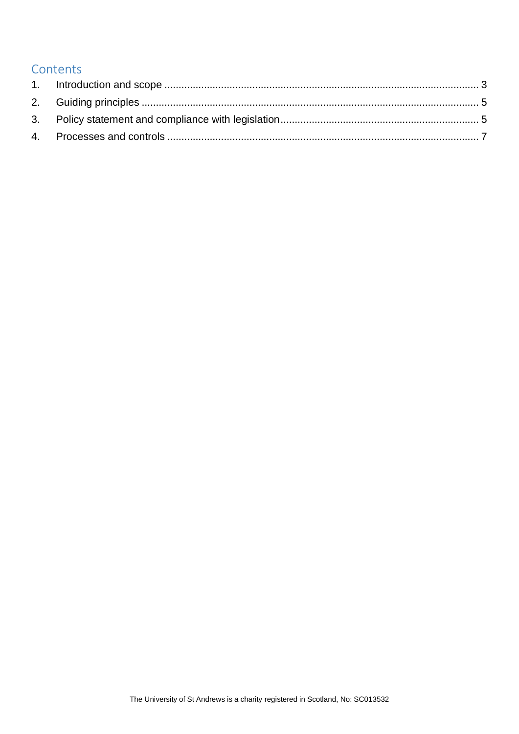# Contents

1. Introduction and scope ........................................................................................................ 3
2. Guiding principles ................................................................................................................ 5
3. Policy statement and compliance with legislation .................................................................. 5
4. Processes and controls ......................................................................................................... 7

The University of St Andrews is a charity registered in Scotland, No: SC013532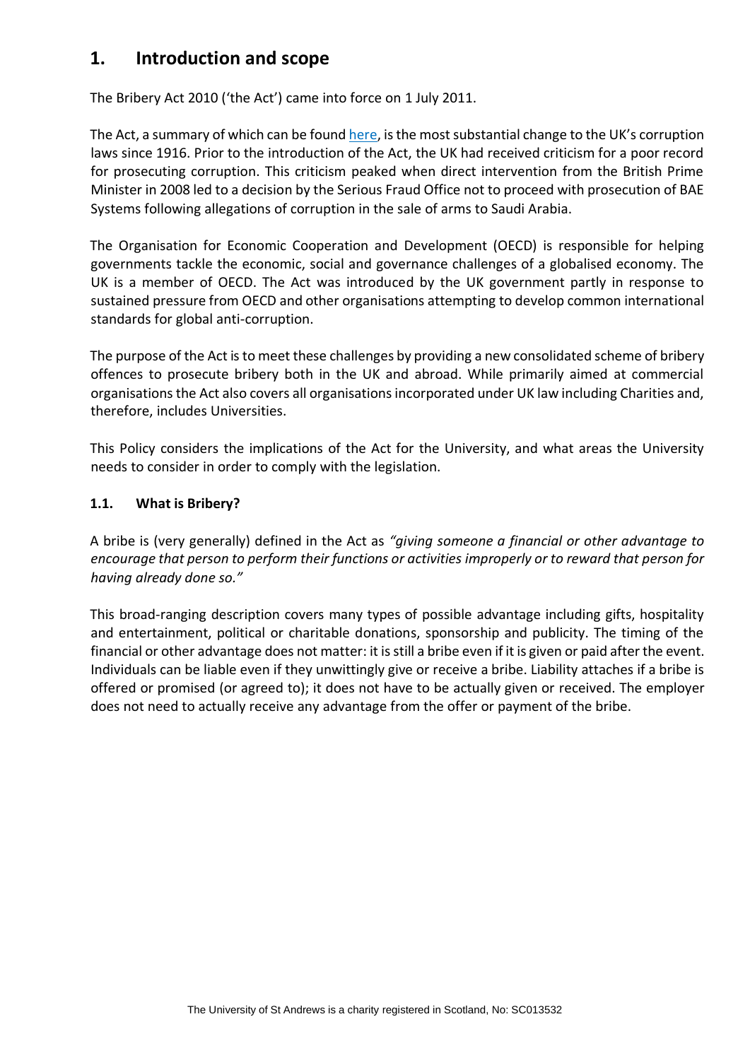# 1. Introduction and scope

The Bribery Act 2010 ('the Act') came into force on 1 July 2011.

The Act, a summary of which can be found [here](), is the most substantial change to the UK's corruption laws since 1916. Prior to the introduction of the Act, the UK had received criticism for a poor record for prosecuting corruption. This criticism peaked when direct intervention from the British Prime Minister in 2008 led to a decision by the Serious Fraud Office not to proceed with prosecution of BAE Systems following allegations of corruption in the sale of arms to Saudi Arabia.

The Organisation for Economic Cooperation and Development (OECD) is responsible for helping governments tackle the economic, social and governance challenges of a globalised economy. The UK is a member of OECD. The Act was introduced by the UK government partly in response to sustained pressure from OECD and other organisations attempting to develop common international standards for global anti-corruption.

The purpose of the Act is to meet these challenges by providing a new consolidated scheme of bribery offences to prosecute bribery both in the UK and abroad. While primarily aimed at commercial organisations the Act also covers all organisations incorporated under UK law including Charities and, therefore, includes Universities.

This Policy considers the implications of the Act for the University, and what areas the University needs to consider in order to comply with the legislation.

## 1.1. What is Bribery?

A bribe is (very generally) defined in the Act as *"giving someone a financial or other advantage to encourage that person to perform their functions or activities improperly or to reward that person for having already done so."*

This broad-ranging description covers many types of possible advantage including gifts, hospitality and entertainment, political or charitable donations, sponsorship and publicity. The timing of the financial or other advantage does not matter: it is still a bribe even if it is given or paid after the event. Individuals can be liable even if they unwittingly give or receive a bribe. Liability attaches if a bribe is offered or promised (or agreed to); it does not have to be actually given or received. The employer does not need to actually receive any advantage from the offer or payment of the bribe.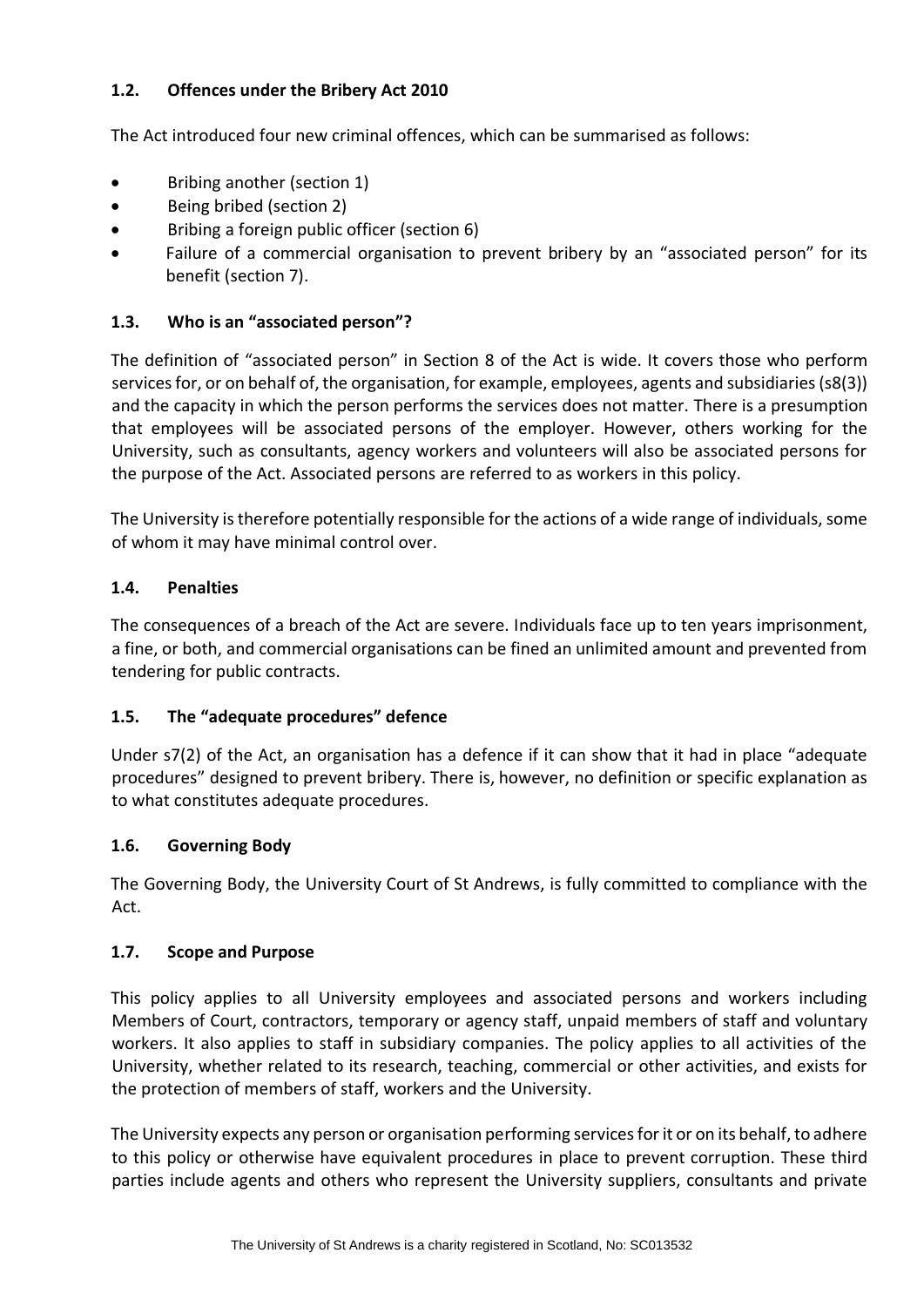### 1.2. Offences under the Bribery Act 2010

The Act introduced four new criminal offences, which can be summarised as follows:

- Bribing another (section 1)
- Being bribed (section 2)
- Bribing a foreign public officer (section 6)
- Failure of a commercial organisation to prevent bribery by an "associated person" for its benefit (section 7).

### 1.3. Who is an "associated person"?

The definition of "associated person" in Section 8 of the Act is wide. It covers those who perform services for, or on behalf of, the organisation, for example, employees, agents and subsidiaries (s8(3)) and the capacity in which the person performs the services does not matter. There is a presumption that employees will be associated persons of the employer. However, others working for the University, such as consultants, agency workers and volunteers will also be associated persons for the purpose of the Act. Associated persons are referred to as workers in this policy.

The University is therefore potentially responsible for the actions of a wide range of individuals, some of whom it may have minimal control over.

### 1.4. Penalties

The consequences of a breach of the Act are severe. Individuals face up to ten years imprisonment, a fine, or both, and commercial organisations can be fined an unlimited amount and prevented from tendering for public contracts.

### 1.5. The "adequate procedures" defence

Under s7(2) of the Act, an organisation has a defence if it can show that it had in place "adequate procedures" designed to prevent bribery. There is, however, no definition or specific explanation as to what constitutes adequate procedures.

### 1.6. Governing Body

The Governing Body, the University Court of St Andrews, is fully committed to compliance with the Act.

### 1.7. Scope and Purpose

This policy applies to all University employees and associated persons and workers including Members of Court, contractors, temporary or agency staff, unpaid members of staff and voluntary workers. It also applies to staff in subsidiary companies. The policy applies to all activities of the University, whether related to its research, teaching, commercial or other activities, and exists for the protection of members of staff, workers and the University.

The University expects any person or organisation performing services for it or on its behalf, to adhere to this policy or otherwise have equivalent procedures in place to prevent corruption. These third parties include agents and others who represent the University suppliers, consultants and private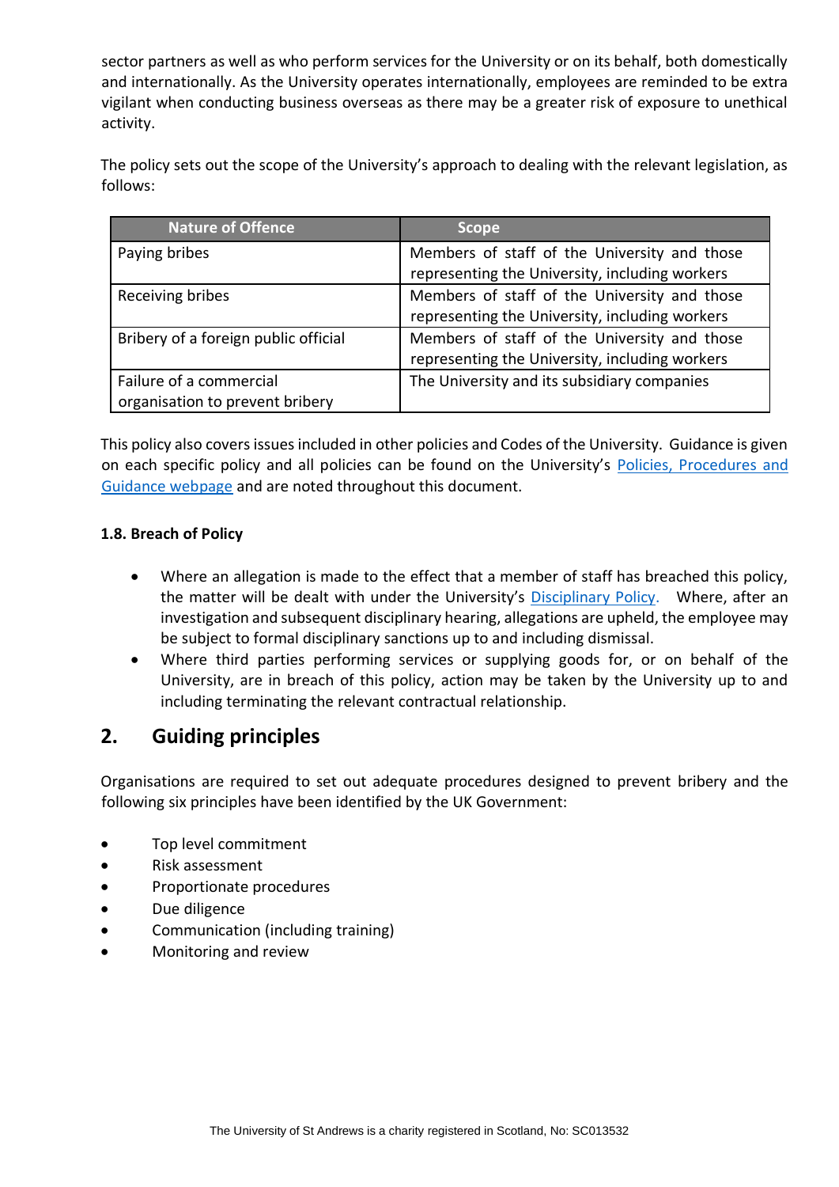sector partners as well as who perform services for the University or on its behalf, both domestically and internationally. As the University operates internationally, employees are reminded to be extra vigilant when conducting business overseas as there may be a greater risk of exposure to unethical activity.

The policy sets out the scope of the University's approach to dealing with the relevant legislation, as follows:

| Nature of Offence | Scope |
| --- | --- |
| Paying bribes | Members of staff of the University and those representing the University, including workers |
| Receiving bribes | Members of staff of the University and those representing the University, including workers |
| Bribery of a foreign public official | Members of staff of the University and those representing the University, including workers |
| Failure of a commercial organisation to prevent bribery | The University and its subsidiary companies |

This policy also covers issues included in other policies and Codes of the University. Guidance is given on each specific policy and all policies can be found on the University's Policies, Procedures and Guidance webpage and are noted throughout this document.

### 1.8. Breach of Policy

- Where an allegation is made to the effect that a member of staff has breached this policy, the matter will be dealt with under the University's Disciplinary Policy. Where, after an investigation and subsequent disciplinary hearing, allegations are upheld, the employee may be subject to formal disciplinary sanctions up to and including dismissal.
- Where third parties performing services or supplying goods for, or on behalf of the University, are in breach of this policy, action may be taken by the University up to and including terminating the relevant contractual relationship.

## 2. Guiding principles

Organisations are required to set out adequate procedures designed to prevent bribery and the following six principles have been identified by the UK Government:

- Top level commitment
- Risk assessment
- Proportionate procedures
- Due diligence
- Communication (including training)
- Monitoring and review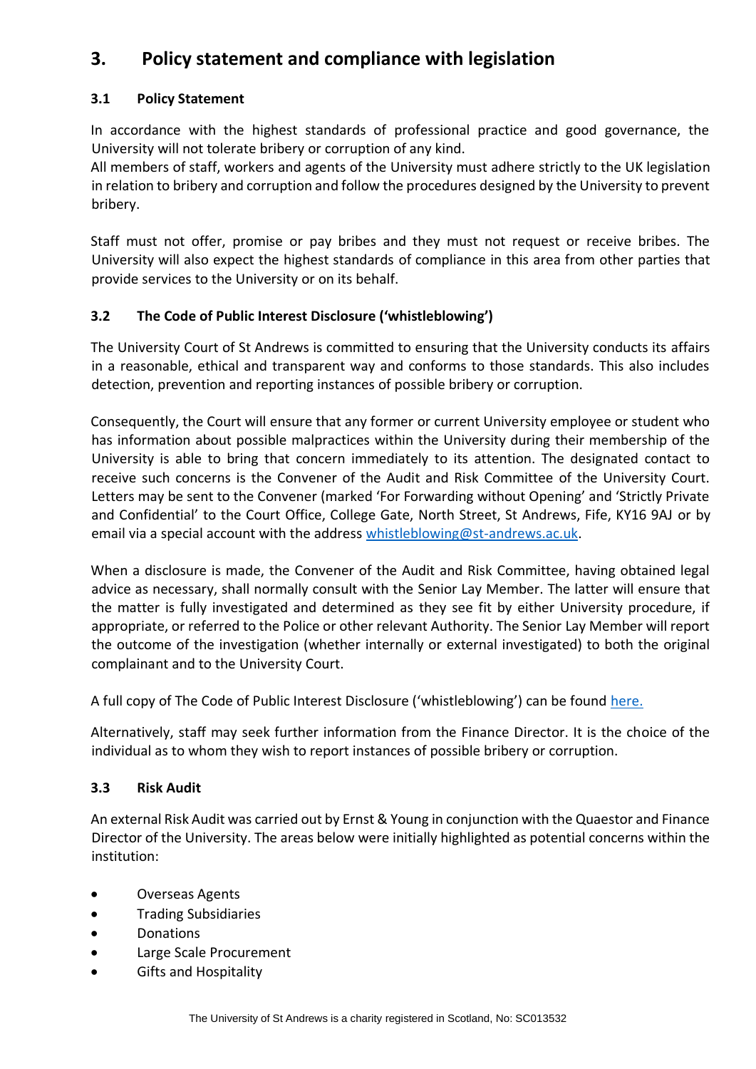## 3. Policy statement and compliance with legislation

### 3.1 Policy Statement

In accordance with the highest standards of professional practice and good governance, the University will not tolerate bribery or corruption of any kind.
All members of staff, workers and agents of the University must adhere strictly to the UK legislation in relation to bribery and corruption and follow the procedures designed by the University to prevent bribery.

Staff must not offer, promise or pay bribes and they must not request or receive bribes. The University will also expect the highest standards of compliance in this area from other parties that provide services to the University or on its behalf.

### 3.2 The Code of Public Interest Disclosure ('whistleblowing')

The University Court of St Andrews is committed to ensuring that the University conducts its affairs in a reasonable, ethical and transparent way and conforms to those standards. This also includes detection, prevention and reporting instances of possible bribery or corruption.

Consequently, the Court will ensure that any former or current University employee or student who has information about possible malpractices within the University during their membership of the University is able to bring that concern immediately to its attention. The designated contact to receive such concerns is the Convener of the Audit and Risk Committee of the University Court. Letters may be sent to the Convener (marked 'For Forwarding without Opening' and 'Strictly Private and Confidential' to the Court Office, College Gate, North Street, St Andrews, Fife, KY16 9AJ or by email via a special account with the address whistleblowing@st-andrews.ac.uk.

When a disclosure is made, the Convener of the Audit and Risk Committee, having obtained legal advice as necessary, shall normally consult with the Senior Lay Member. The latter will ensure that the matter is fully investigated and determined as they see fit by either University procedure, if appropriate, or referred to the Police or other relevant Authority. The Senior Lay Member will report the outcome of the investigation (whether internally or external investigated) to both the original complainant and to the University Court.

A full copy of The Code of Public Interest Disclosure ('whistleblowing') can be found here.

Alternatively, staff may seek further information from the Finance Director. It is the choice of the individual as to whom they wish to report instances of possible bribery or corruption.

### 3.3 Risk Audit

An external Risk Audit was carried out by Ernst & Young in conjunction with the Quaestor and Finance Director of the University. The areas below were initially highlighted as potential concerns within the institution:

- Overseas Agents
- Trading Subsidiaries
- Donations
- Large Scale Procurement
- Gifts and Hospitality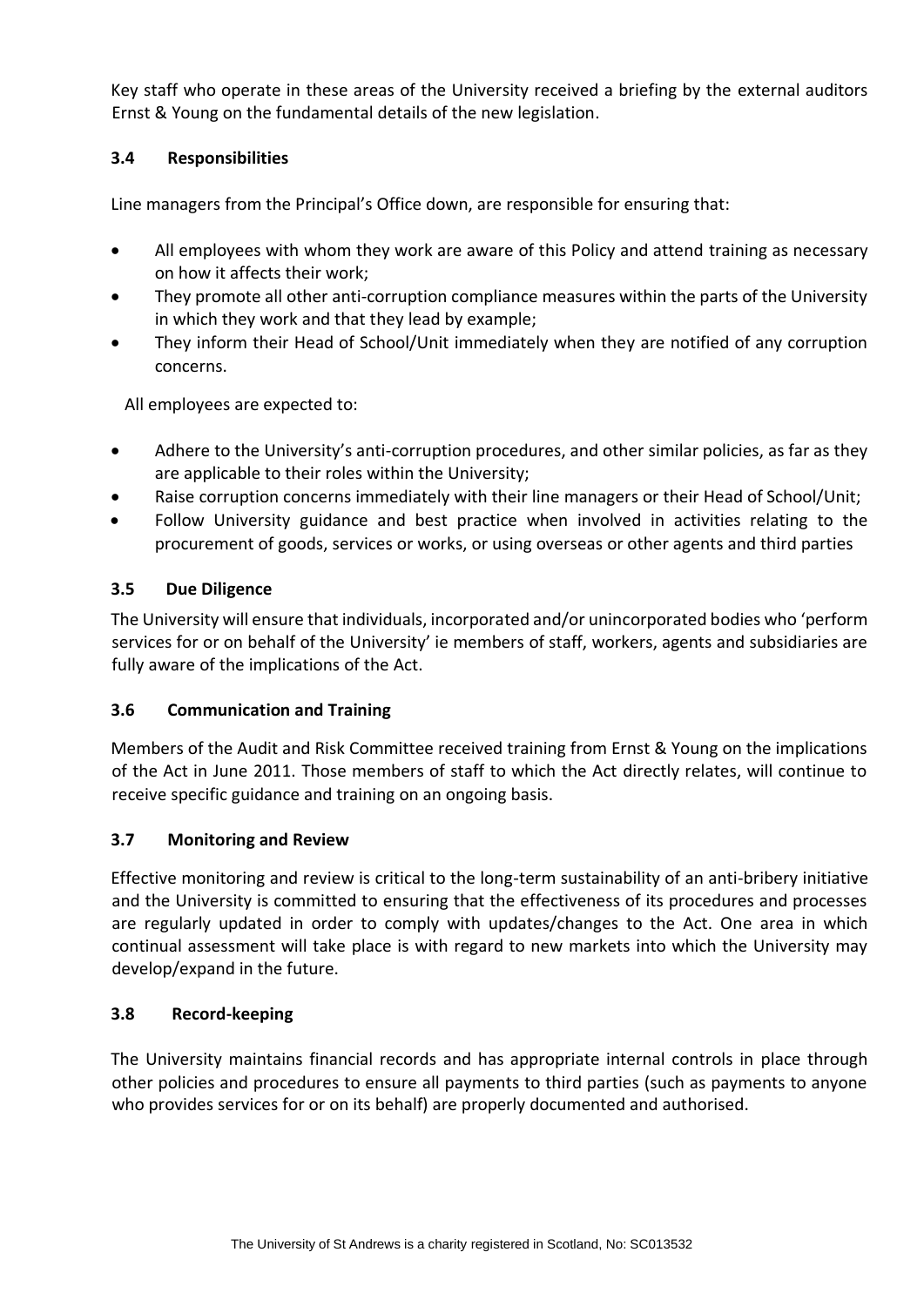Key staff who operate in these areas of the University received a briefing by the external auditors Ernst & Young on the fundamental details of the new legislation.

### 3.4 Responsibilities

Line managers from the Principal's Office down, are responsible for ensuring that:

- All employees with whom they work are aware of this Policy and attend training as necessary on how it affects their work;
- They promote all other anti-corruption compliance measures within the parts of the University in which they work and that they lead by example;
- They inform their Head of School/Unit immediately when they are notified of any corruption concerns.

All employees are expected to:

- Adhere to the University's anti-corruption procedures, and other similar policies, as far as they are applicable to their roles within the University;
- Raise corruption concerns immediately with their line managers or their Head of School/Unit;
- Follow University guidance and best practice when involved in activities relating to the procurement of goods, services or works, or using overseas or other agents and third parties

### 3.5 Due Diligence

The University will ensure that individuals, incorporated and/or unincorporated bodies who 'perform services for or on behalf of the University' ie members of staff, workers, agents and subsidiaries are fully aware of the implications of the Act.

### 3.6 Communication and Training

Members of the Audit and Risk Committee received training from Ernst & Young on the implications of the Act in June 2011. Those members of staff to which the Act directly relates, will continue to receive specific guidance and training on an ongoing basis.

### 3.7 Monitoring and Review

Effective monitoring and review is critical to the long-term sustainability of an anti-bribery initiative and the University is committed to ensuring that the effectiveness of its procedures and processes are regularly updated in order to comply with updates/changes to the Act. One area in which continual assessment will take place is with regard to new markets into which the University may develop/expand in the future.

### 3.8 Record-keeping

The University maintains financial records and has appropriate internal controls in place through other policies and procedures to ensure all payments to third parties (such as payments to anyone who provides services for or on its behalf) are properly documented and authorised.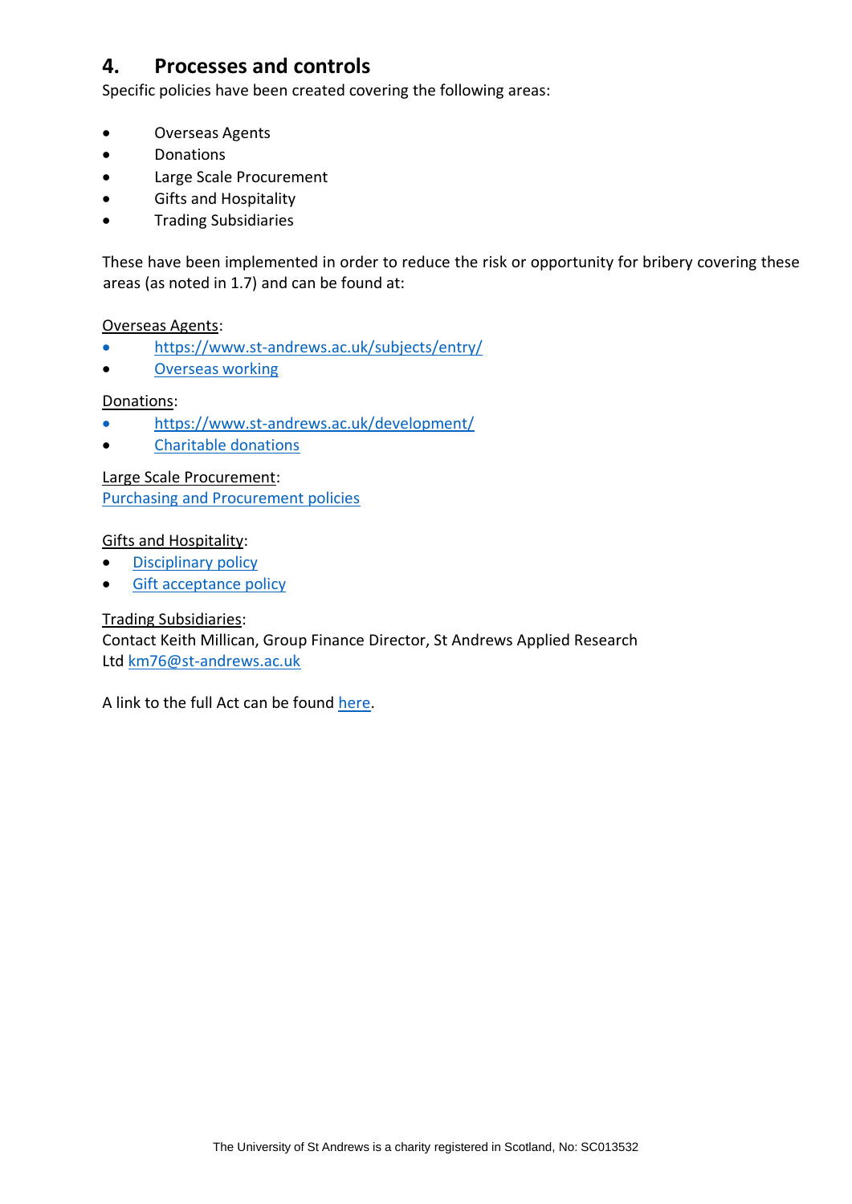## 4. Processes and controls

Specific policies have been created covering the following areas:

- Overseas Agents
- Donations
- Large Scale Procurement
- Gifts and Hospitality
- Trading Subsidiaries

These have been implemented in order to reduce the risk or opportunity for bribery covering these areas (as noted in 1.7) and can be found at:

Overseas Agents:

- https://www.st-andrews.ac.uk/subjects/entry/
- Overseas working

Donations:

- https://www.st-andrews.ac.uk/development/
- Charitable donations

Large Scale Procurement:
Purchasing and Procurement policies

Gifts and Hospitality:

- Disciplinary policy
- Gift acceptance policy

Trading Subsidiaries:
Contact Keith Millican, Group Finance Director, St Andrews Applied Research Ltd km76@st-andrews.ac.uk

A link to the full Act can be found here.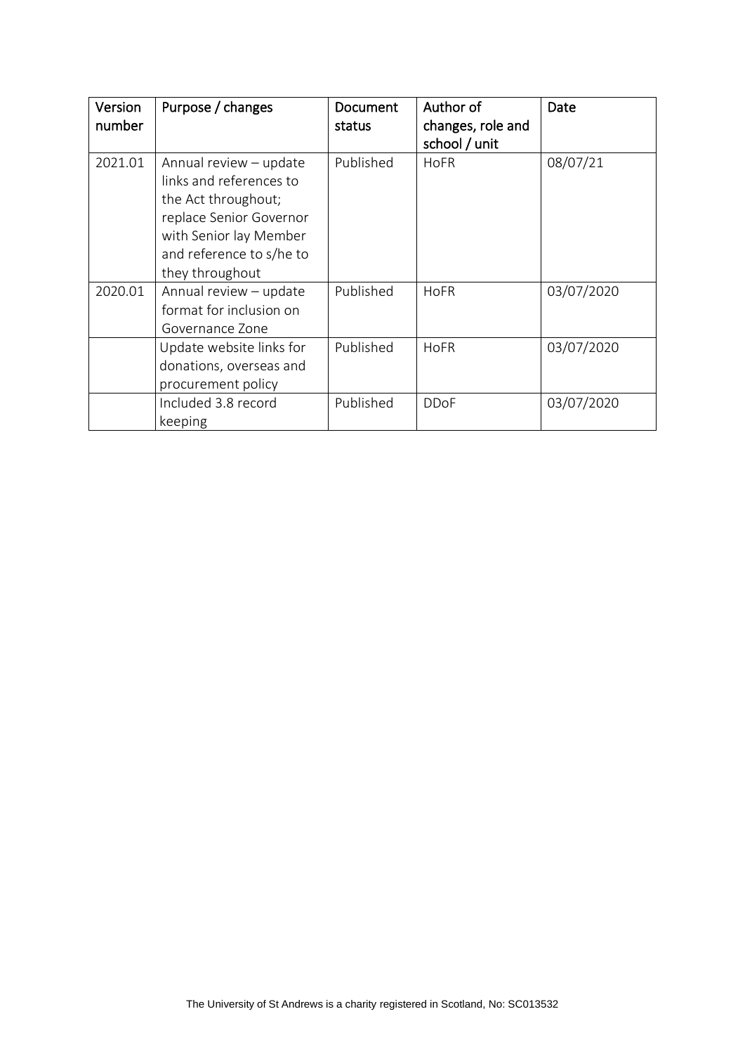| Version number | Purpose / changes | Document status | Author of changes, role and school / unit | Date |
|---|---|---|---|---|
| 2021.01 | Annual review – update links and references to the Act throughout; replace Senior Governor with Senior lay Member and reference to s/he to they throughout | Published | HoFR | 08/07/21 |
| 2020.01 | Annual review – update format for inclusion on Governance Zone | Published | HoFR | 03/07/2020 |
| | Update website links for donations, overseas and procurement policy | Published | HoFR | 03/07/2020 |
| | Included 3.8 record keeping | Published | DDoF | 03/07/2020 |

The University of St Andrews is a charity registered in Scotland, No: SC013532